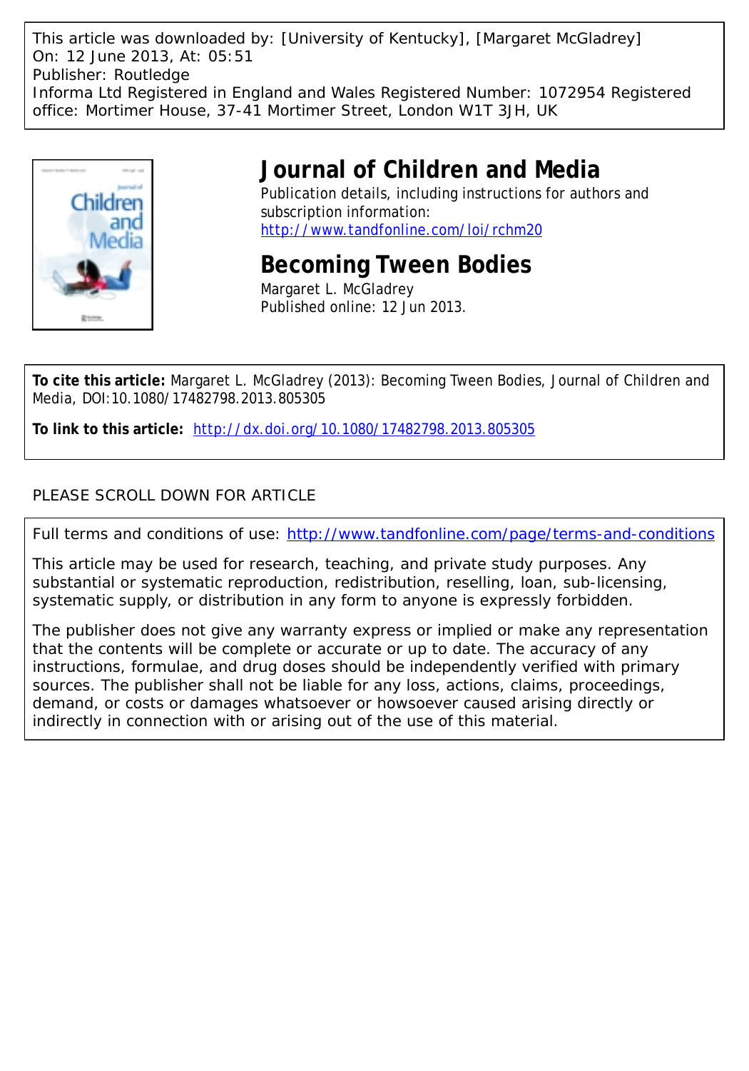This article was downloaded by: [University of Kentucky], [Margaret McGladrey]
On: 12 June 2013, At: 05:51
Publisher: Routledge
Informa Ltd Registered in England and Wales Registered Number: 1072954 Registered office: Mortimer House, 37-41 Mortimer Street, London W1T 3JH, UK

# Journal of Children and Media

Publication details, including instructions for authors and subscription information:
http://www.tandfonline.com/loi/rchm20

# Becoming Tween Bodies

Margaret L. McGladrey
Published online: 12 Jun 2013.

**To cite this article:** Margaret L. McGladrey (2013): Becoming Tween Bodies, Journal of Children and Media, DOI:10.1080/17482798.2013.805305

**To link to this article:** http://dx.doi.org/10.1080/17482798.2013.805305

PLEASE SCROLL DOWN FOR ARTICLE

Full terms and conditions of use: http://www.tandfonline.com/page/terms-and-conditions

This article may be used for research, teaching, and private study purposes. Any substantial or systematic reproduction, redistribution, reselling, loan, sub-licensing, systematic supply, or distribution in any form to anyone is expressly forbidden.

The publisher does not give any warranty express or implied or make any representation that the contents will be complete or accurate or up to date. The accuracy of any instructions, formulae, and drug doses should be independently verified with primary sources. The publisher shall not be liable for any loss, actions, claims, proceedings, demand, or costs or damages whatsoever or howsoever caused arising directly or indirectly in connection with or arising out of the use of this material.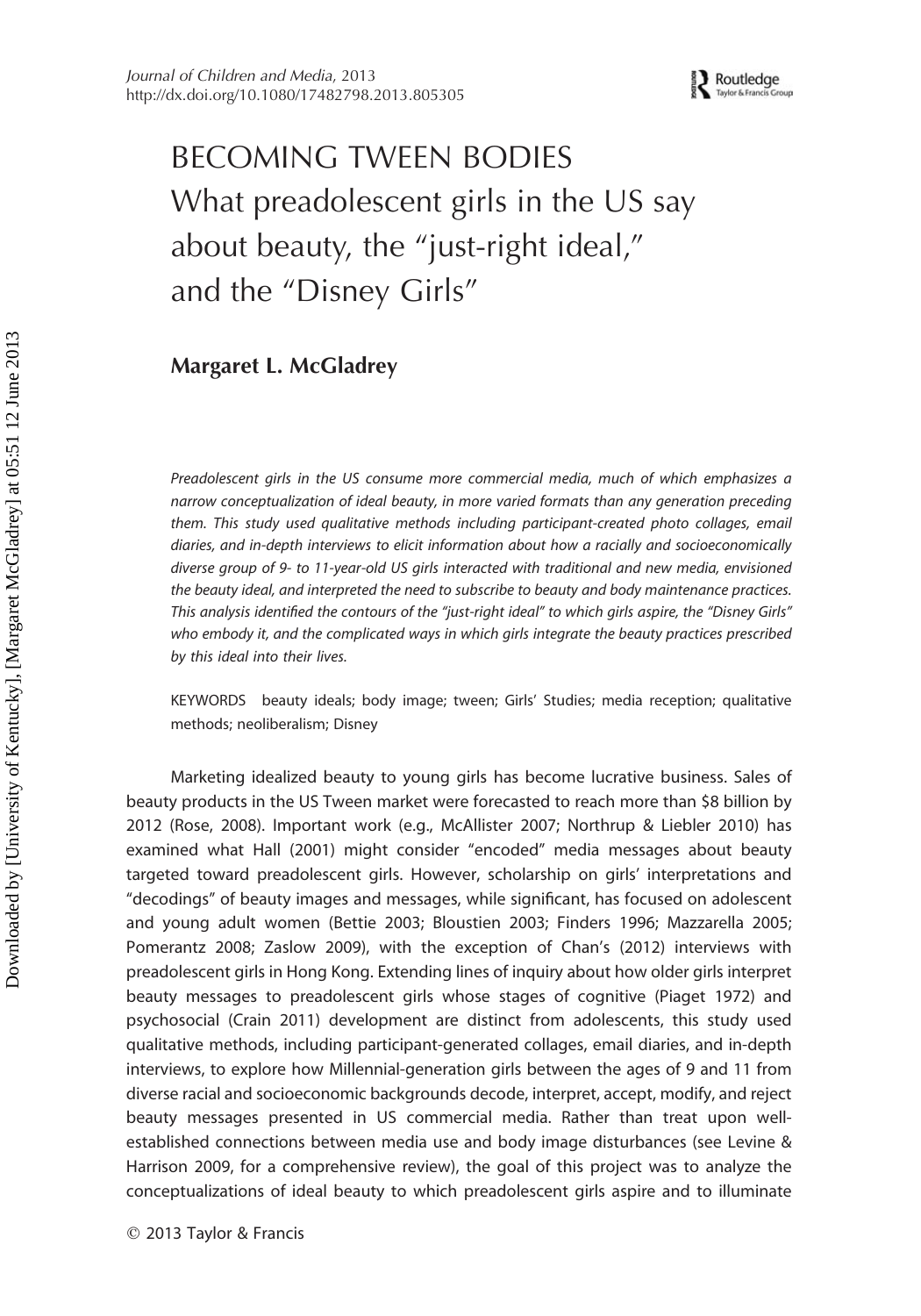# BECOMING TWEEN BODIES

## What preadolescent girls in the US say about beauty, the "just-right ideal," and the "Disney Girls"

**Margaret L. McGladrey**

*Preadolescent girls in the US consume more commercial media, much of which emphasizes a narrow conceptualization of ideal beauty, in more varied formats than any generation preceding them. This study used qualitative methods including participant-created photo collages, email diaries, and in-depth interviews to elicit information about how a racially and socioeconomically diverse group of 9- to 11-year-old US girls interacted with traditional and new media, envisioned the beauty ideal, and interpreted the need to subscribe to beauty and body maintenance practices. This analysis identified the contours of the "just-right ideal" to which girls aspire, the "Disney Girls" who embody it, and the complicated ways in which girls integrate the beauty practices prescribed by this ideal into their lives.*

KEYWORDS beauty ideals; body image; tween; Girls' Studies; media reception; qualitative methods; neoliberalism; Disney

Marketing idealized beauty to young girls has become lucrative business. Sales of beauty products in the US Tween market were forecasted to reach more than $8 billion by 2012 (Rose, 2008). Important work (e.g., McAllister 2007; Northrup & Liebler 2010) has examined what Hall (2001) might consider "encoded" media messages about beauty targeted toward preadolescent girls. However, scholarship on girls' interpretations and "decodings" of beauty images and messages, while significant, has focused on adolescent and young adult women (Bettie 2003; Bloustien 2003; Finders 1996; Mazzarella 2005; Pomerantz 2008; Zaslow 2009), with the exception of Chan's (2012) interviews with preadolescent girls in Hong Kong. Extending lines of inquiry about how older girls interpret beauty messages to preadolescent girls whose stages of cognitive (Piaget 1972) and psychosocial (Crain 2011) development are distinct from adolescents, this study used qualitative methods, including participant-generated collages, email diaries, and in-depth interviews, to explore how Millennial-generation girls between the ages of 9 and 11 from diverse racial and socioeconomic backgrounds decode, interpret, accept, modify, and reject beauty messages presented in US commercial media. Rather than treat upon well-established connections between media use and body image disturbances (see Levine & Harrison 2009, for a comprehensive review), the goal of this project was to analyze the conceptualizations of ideal beauty to which preadolescent girls aspire and to illuminate

© 2013 Taylor & Francis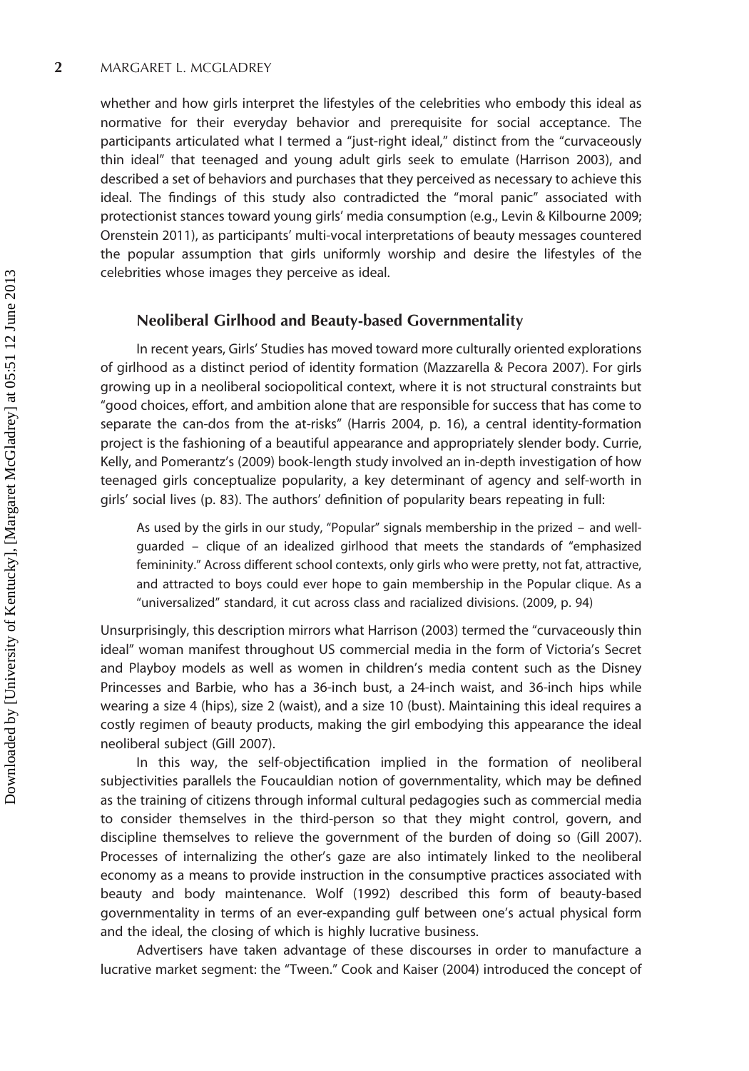whether and how girls interpret the lifestyles of the celebrities who embody this ideal as normative for their everyday behavior and prerequisite for social acceptance. The participants articulated what I termed a "just-right ideal," distinct from the "curvaceously thin ideal" that teenaged and young adult girls seek to emulate (Harrison 2003), and described a set of behaviors and purchases that they perceived as necessary to achieve this ideal. The findings of this study also contradicted the "moral panic" associated with protectionist stances toward young girls' media consumption (e.g., Levin & Kilbourne 2009; Orenstein 2011), as participants' multi-vocal interpretations of beauty messages countered the popular assumption that girls uniformly worship and desire the lifestyles of the celebrities whose images they perceive as ideal.

## Neoliberal Girlhood and Beauty-based Governmentality

In recent years, Girls' Studies has moved toward more culturally oriented explorations of girlhood as a distinct period of identity formation (Mazzarella & Pecora 2007). For girls growing up in a neoliberal sociopolitical context, where it is not structural constraints but "good choices, effort, and ambition alone that are responsible for success that has come to separate the can-dos from the at-risks" (Harris 2004, p. 16), a central identity-formation project is the fashioning of a beautiful appearance and appropriately slender body. Currie, Kelly, and Pomerantz's (2009) book-length study involved an in-depth investigation of how teenaged girls conceptualize popularity, a key determinant of agency and self-worth in girls' social lives (p. 83). The authors' definition of popularity bears repeating in full:

> As used by the girls in our study, "Popular" signals membership in the prized – and well-guarded – clique of an idealized girlhood that meets the standards of "emphasized femininity." Across different school contexts, only girls who were pretty, not fat, attractive, and attracted to boys could ever hope to gain membership in the Popular clique. As a "universalized" standard, it cut across class and racialized divisions. (2009, p. 94)

Unsurprisingly, this description mirrors what Harrison (2003) termed the "curvaceously thin ideal" woman manifest throughout US commercial media in the form of Victoria's Secret and Playboy models as well as women in children's media content such as the Disney Princesses and Barbie, who has a 36-inch bust, a 24-inch waist, and 36-inch hips while wearing a size 4 (hips), size 2 (waist), and a size 10 (bust). Maintaining this ideal requires a costly regimen of beauty products, making the girl embodying this appearance the ideal neoliberal subject (Gill 2007).

In this way, the self-objectification implied in the formation of neoliberal subjectivities parallels the Foucauldian notion of governmentality, which may be defined as the training of citizens through informal cultural pedagogies such as commercial media to consider themselves in the third-person so that they might control, govern, and discipline themselves to relieve the government of the burden of doing so (Gill 2007). Processes of internalizing the other's gaze are also intimately linked to the neoliberal economy as a means to provide instruction in the consumptive practices associated with beauty and body maintenance. Wolf (1992) described this form of beauty-based governmentality in terms of an ever-expanding gulf between one's actual physical form and the ideal, the closing of which is highly lucrative business.

Advertisers have taken advantage of these discourses in order to manufacture a lucrative market segment: the "Tween." Cook and Kaiser (2004) introduced the concept of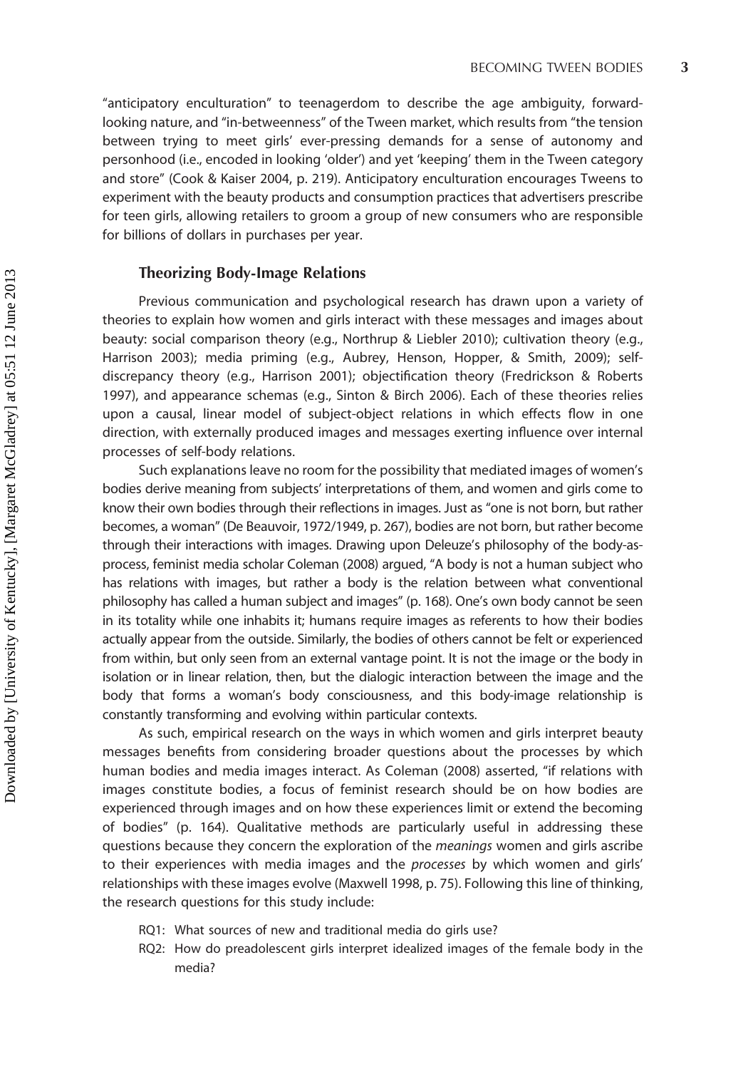"anticipatory enculturation" to teenagerdom to describe the age ambiguity, forward-looking nature, and "in-betweenness" of the Tween market, which results from "the tension between trying to meet girls' ever-pressing demands for a sense of autonomy and personhood (i.e., encoded in looking 'older') and yet 'keeping' them in the Tween category and store" (Cook & Kaiser 2004, p. 219). Anticipatory enculturation encourages Tweens to experiment with the beauty products and consumption practices that advertisers prescribe for teen girls, allowing retailers to groom a group of new consumers who are responsible for billions of dollars in purchases per year.

### Theorizing Body-Image Relations

Previous communication and psychological research has drawn upon a variety of theories to explain how women and girls interact with these messages and images about beauty: social comparison theory (e.g., Northrup & Liebler 2010); cultivation theory (e.g., Harrison 2003); media priming (e.g., Aubrey, Henson, Hopper, & Smith, 2009); self-discrepancy theory (e.g., Harrison 2001); objectification theory (Fredrickson & Roberts 1997), and appearance schemas (e.g., Sinton & Birch 2006). Each of these theories relies upon a causal, linear model of subject-object relations in which effects flow in one direction, with externally produced images and messages exerting influence over internal processes of self-body relations.

Such explanations leave no room for the possibility that mediated images of women's bodies derive meaning from subjects' interpretations of them, and women and girls come to know their own bodies through their reflections in images. Just as "one is not born, but rather becomes, a woman" (De Beauvoir, 1972/1949, p. 267), bodies are not born, but rather become through their interactions with images. Drawing upon Deleuze's philosophy of the body-as-process, feminist media scholar Coleman (2008) argued, "A body is not a human subject who has relations with images, but rather a body is the relation between what conventional philosophy has called a human subject and images" (p. 168). One's own body cannot be seen in its totality while one inhabits it; humans require images as referents to how their bodies actually appear from the outside. Similarly, the bodies of others cannot be felt or experienced from within, but only seen from an external vantage point. It is not the image or the body in isolation or in linear relation, then, but the dialogic interaction between the image and the body that forms a woman's body consciousness, and this body-image relationship is constantly transforming and evolving within particular contexts.

As such, empirical research on the ways in which women and girls interpret beauty messages benefits from considering broader questions about the processes by which human bodies and media images interact. As Coleman (2008) asserted, "if relations with images constitute bodies, a focus of feminist research should be on how bodies are experienced through images and on how these experiences limit or extend the becoming of bodies" (p. 164). Qualitative methods are particularly useful in addressing these questions because they concern the exploration of the *meanings* women and girls ascribe to their experiences with media images and the *processes* by which women and girls' relationships with these images evolve (Maxwell 1998, p. 75). Following this line of thinking, the research questions for this study include:

RQ1: What sources of new and traditional media do girls use?

RQ2: How do preadolescent girls interpret idealized images of the female body in the media?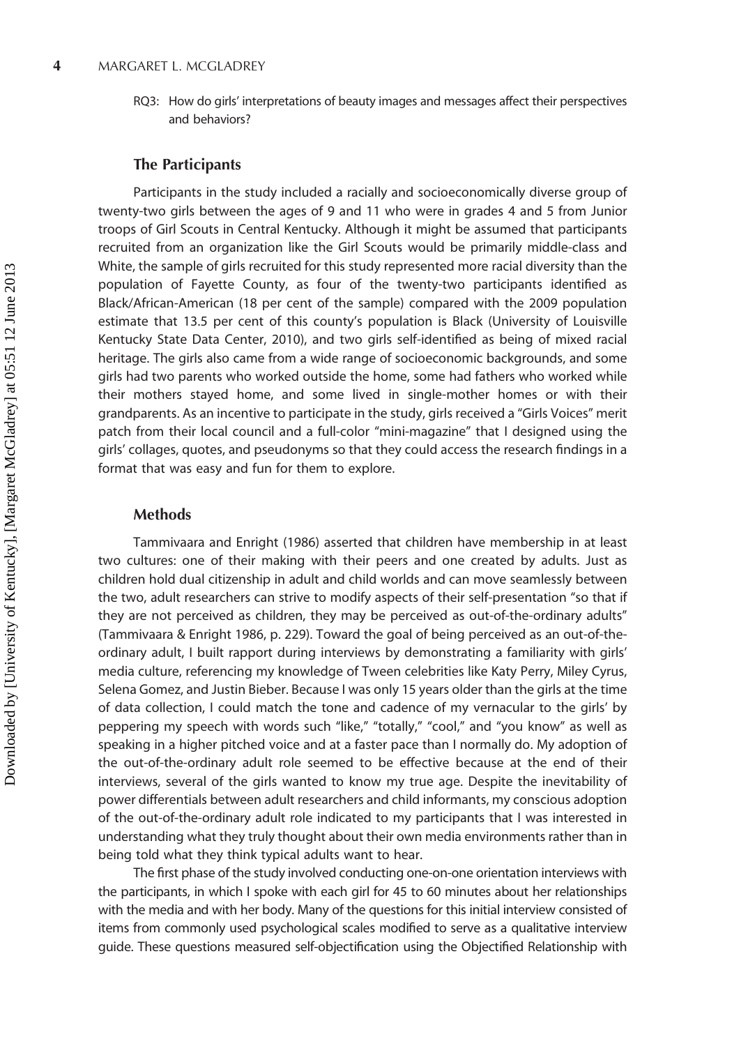RQ3: How do girls' interpretations of beauty images and messages affect their perspectives and behaviors?

### The Participants

Participants in the study included a racially and socioeconomically diverse group of twenty-two girls between the ages of 9 and 11 who were in grades 4 and 5 from Junior troops of Girl Scouts in Central Kentucky. Although it might be assumed that participants recruited from an organization like the Girl Scouts would be primarily middle-class and White, the sample of girls recruited for this study represented more racial diversity than the population of Fayette County, as four of the twenty-two participants identified as Black/African-American (18 per cent of the sample) compared with the 2009 population estimate that 13.5 per cent of this county's population is Black (University of Louisville Kentucky State Data Center, 2010), and two girls self-identified as being of mixed racial heritage. The girls also came from a wide range of socioeconomic backgrounds, and some girls had two parents who worked outside the home, some had fathers who worked while their mothers stayed home, and some lived in single-mother homes or with their grandparents. As an incentive to participate in the study, girls received a "Girls Voices" merit patch from their local council and a full-color "mini-magazine" that I designed using the girls' collages, quotes, and pseudonyms so that they could access the research findings in a format that was easy and fun for them to explore.

### Methods

Tammivaara and Enright (1986) asserted that children have membership in at least two cultures: one of their making with their peers and one created by adults. Just as children hold dual citizenship in adult and child worlds and can move seamlessly between the two, adult researchers can strive to modify aspects of their self-presentation "so that if they are not perceived as children, they may be perceived as out-of-the-ordinary adults" (Tammivaara & Enright 1986, p. 229). Toward the goal of being perceived as an out-of-the-ordinary adult, I built rapport during interviews by demonstrating a familiarity with girls' media culture, referencing my knowledge of Tween celebrities like Katy Perry, Miley Cyrus, Selena Gomez, and Justin Bieber. Because I was only 15 years older than the girls at the time of data collection, I could match the tone and cadence of my vernacular to the girls' by peppering my speech with words such "like," "totally," "cool," and "you know" as well as speaking in a higher pitched voice and at a faster pace than I normally do. My adoption of the out-of-the-ordinary adult role seemed to be effective because at the end of their interviews, several of the girls wanted to know my true age. Despite the inevitability of power differentials between adult researchers and child informants, my conscious adoption of the out-of-the-ordinary adult role indicated to my participants that I was interested in understanding what they truly thought about their own media environments rather than in being told what they think typical adults want to hear.

The first phase of the study involved conducting one-on-one orientation interviews with the participants, in which I spoke with each girl for 45 to 60 minutes about her relationships with the media and with her body. Many of the questions for this initial interview consisted of items from commonly used psychological scales modified to serve as a qualitative interview guide. These questions measured self-objectification using the Objectified Relationship with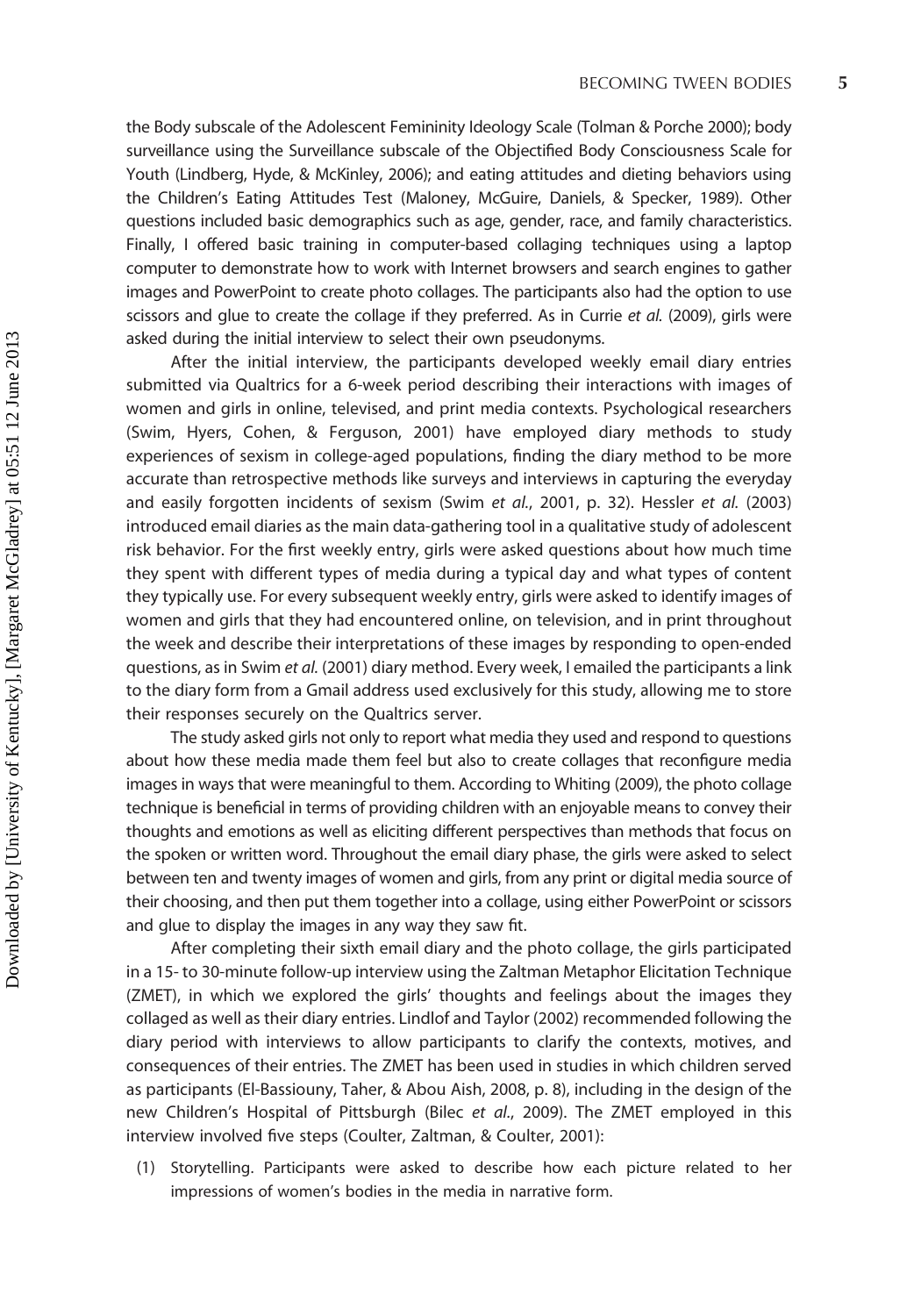the Body subscale of the Adolescent Femininity Ideology Scale (Tolman & Porche 2000); body surveillance using the Surveillance subscale of the Objectified Body Consciousness Scale for Youth (Lindberg, Hyde, & McKinley, 2006); and eating attitudes and dieting behaviors using the Children's Eating Attitudes Test (Maloney, McGuire, Daniels, & Specker, 1989). Other questions included basic demographics such as age, gender, race, and family characteristics. Finally, I offered basic training in computer-based collaging techniques using a laptop computer to demonstrate how to work with Internet browsers and search engines to gather images and PowerPoint to create photo collages. The participants also had the option to use scissors and glue to create the collage if they preferred. As in Currie *et al.* (2009), girls were asked during the initial interview to select their own pseudonyms.

After the initial interview, the participants developed weekly email diary entries submitted via Qualtrics for a 6-week period describing their interactions with images of women and girls in online, televised, and print media contexts. Psychological researchers (Swim, Hyers, Cohen, & Ferguson, 2001) have employed diary methods to study experiences of sexism in college-aged populations, finding the diary method to be more accurate than retrospective methods like surveys and interviews in capturing the everyday and easily forgotten incidents of sexism (Swim *et al.*, 2001, p. 32). Hessler *et al.* (2003) introduced email diaries as the main data-gathering tool in a qualitative study of adolescent risk behavior. For the first weekly entry, girls were asked questions about how much time they spent with different types of media during a typical day and what types of content they typically use. For every subsequent weekly entry, girls were asked to identify images of women and girls that they had encountered online, on television, and in print throughout the week and describe their interpretations of these images by responding to open-ended questions, as in Swim *et al.* (2001) diary method. Every week, I emailed the participants a link to the diary form from a Gmail address used exclusively for this study, allowing me to store their responses securely on the Qualtrics server.

The study asked girls not only to report what media they used and respond to questions about how these media made them feel but also to create collages that reconfigure media images in ways that were meaningful to them. According to Whiting (2009), the photo collage technique is beneficial in terms of providing children with an enjoyable means to convey their thoughts and emotions as well as eliciting different perspectives than methods that focus on the spoken or written word. Throughout the email diary phase, the girls were asked to select between ten and twenty images of women and girls, from any print or digital media source of their choosing, and then put them together into a collage, using either PowerPoint or scissors and glue to display the images in any way they saw fit.

After completing their sixth email diary and the photo collage, the girls participated in a 15- to 30-minute follow-up interview using the Zaltman Metaphor Elicitation Technique (ZMET), in which we explored the girls' thoughts and feelings about the images they collaged as well as their diary entries. Lindlof and Taylor (2002) recommended following the diary period with interviews to allow participants to clarify the contexts, motives, and consequences of their entries. The ZMET has been used in studies in which children served as participants (El-Bassiouny, Taher, & Abou Aish, 2008, p. 8), including in the design of the new Children's Hospital of Pittsburgh (Bilec *et al.*, 2009). The ZMET employed in this interview involved five steps (Coulter, Zaltman, & Coulter, 2001):

(1) Storytelling. Participants were asked to describe how each picture related to her impressions of women's bodies in the media in narrative form.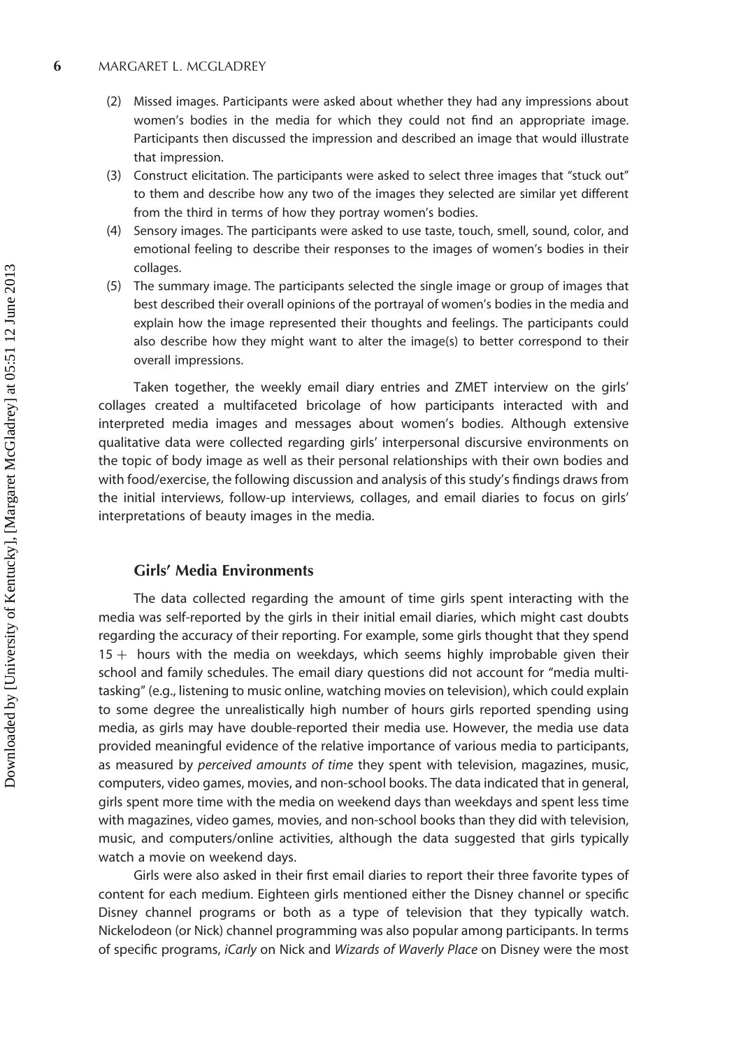(2) Missed images. Participants were asked about whether they had any impressions about women's bodies in the media for which they could not find an appropriate image. Participants then discussed the impression and described an image that would illustrate that impression.

(3) Construct elicitation. The participants were asked to select three images that "stuck out" to them and describe how any two of the images they selected are similar yet different from the third in terms of how they portray women's bodies.

(4) Sensory images. The participants were asked to use taste, touch, smell, sound, color, and emotional feeling to describe their responses to the images of women's bodies in their collages.

(5) The summary image. The participants selected the single image or group of images that best described their overall opinions of the portrayal of women's bodies in the media and explain how the image represented their thoughts and feelings. The participants could also describe how they might want to alter the image(s) to better correspond to their overall impressions.

Taken together, the weekly email diary entries and ZMET interview on the girls' collages created a multifaceted bricolage of how participants interacted with and interpreted media images and messages about women's bodies. Although extensive qualitative data were collected regarding girls' interpersonal discursive environments on the topic of body image as well as their personal relationships with their own bodies and with food/exercise, the following discussion and analysis of this study's findings draws from the initial interviews, follow-up interviews, collages, and email diaries to focus on girls' interpretations of beauty images in the media.

### Girls' Media Environments

The data collected regarding the amount of time girls spent interacting with the media was self-reported by the girls in their initial email diaries, which might cast doubts regarding the accuracy of their reporting. For example, some girls thought that they spend 15 + hours with the media on weekdays, which seems highly improbable given their school and family schedules. The email diary questions did not account for "media multi-tasking" (e.g., listening to music online, watching movies on television), which could explain to some degree the unrealistically high number of hours girls reported spending using media, as girls may have double-reported their media use. However, the media use data provided meaningful evidence of the relative importance of various media to participants, as measured by *perceived amounts of time* they spent with television, magazines, music, computers, video games, movies, and non-school books. The data indicated that in general, girls spent more time with the media on weekend days than weekdays and spent less time with magazines, video games, movies, and non-school books than they did with television, music, and computers/online activities, although the data suggested that girls typically watch a movie on weekend days.

Girls were also asked in their first email diaries to report their three favorite types of content for each medium. Eighteen girls mentioned either the Disney channel or specific Disney channel programs or both as a type of television that they typically watch. Nickelodeon (or Nick) channel programming was also popular among participants. In terms of specific programs, *iCarly* on Nick and *Wizards of Waverly Place* on Disney were the most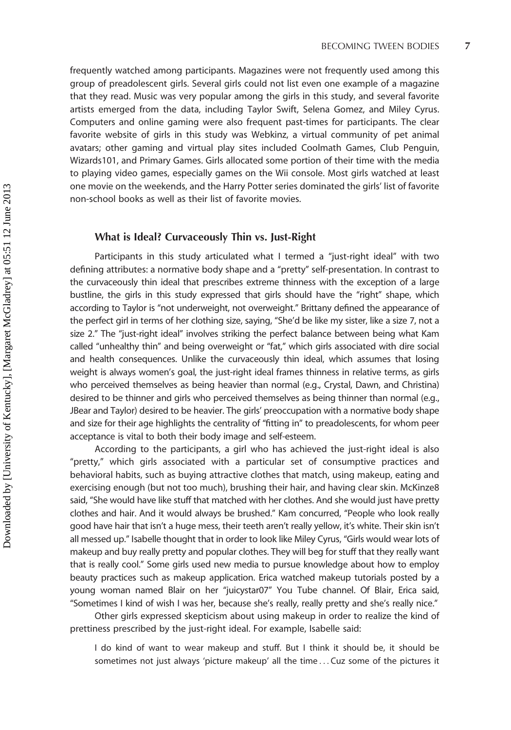frequently watched among participants. Magazines were not frequently used among this group of preadolescent girls. Several girls could not list even one example of a magazine that they read. Music was very popular among the girls in this study, and several favorite artists emerged from the data, including Taylor Swift, Selena Gomez, and Miley Cyrus. Computers and online gaming were also frequent past-times for participants. The clear favorite website of girls in this study was Webkinz, a virtual community of pet animal avatars; other gaming and virtual play sites included Coolmath Games, Club Penguin, Wizards101, and Primary Games. Girls allocated some portion of their time with the media to playing video games, especially games on the Wii console. Most girls watched at least one movie on the weekends, and the Harry Potter series dominated the girls' list of favorite non-school books as well as their list of favorite movies.

### What is Ideal? Curvaceously Thin vs. Just-Right

Participants in this study articulated what I termed a "just-right ideal" with two defining attributes: a normative body shape and a "pretty" self-presentation. In contrast to the curvaceously thin ideal that prescribes extreme thinness with the exception of a large bustline, the girls in this study expressed that girls should have the "right" shape, which according to Taylor is "not underweight, not overweight." Brittany defined the appearance of the perfect girl in terms of her clothing size, saying, "She'd be like my sister, like a size 7, not a size 2." The "just-right ideal" involves striking the perfect balance between being what Kam called "unhealthy thin" and being overweight or "fat," which girls associated with dire social and health consequences. Unlike the curvaceously thin ideal, which assumes that losing weight is always women's goal, the just-right ideal frames thinness in relative terms, as girls who perceived themselves as being heavier than normal (e.g., Crystal, Dawn, and Christina) desired to be thinner and girls who perceived themselves as being thinner than normal (e.g., JBear and Taylor) desired to be heavier. The girls' preoccupation with a normative body shape and size for their age highlights the centrality of "fitting in" to preadolescents, for whom peer acceptance is vital to both their body image and self-esteem.

According to the participants, a girl who has achieved the just-right ideal is also "pretty," which girls associated with a particular set of consumptive practices and behavioral habits, such as buying attractive clothes that match, using makeup, eating and exercising enough (but not too much), brushing their hair, and having clear skin. McKinze8 said, "She would have like stuff that matched with her clothes. And she would just have pretty clothes and hair. And it would always be brushed." Kam concurred, "People who look really good have hair that isn't a huge mess, their teeth aren't really yellow, it's white. Their skin isn't all messed up." Isabelle thought that in order to look like Miley Cyrus, "Girls would wear lots of makeup and buy really pretty and popular clothes. They will beg for stuff that they really want that is really cool." Some girls used new media to pursue knowledge about how to employ beauty practices such as makeup application. Erica watched makeup tutorials posted by a young woman named Blair on her "juicystar07" You Tube channel. Of Blair, Erica said, "Sometimes I kind of wish I was her, because she's really, really pretty and she's really nice."

Other girls expressed skepticism about using makeup in order to realize the kind of prettiness prescribed by the just-right ideal. For example, Isabelle said:

> I do kind of want to wear makeup and stuff. But I think it should be, it should be sometimes not just always 'picture makeup' all the time . . . Cuz some of the pictures it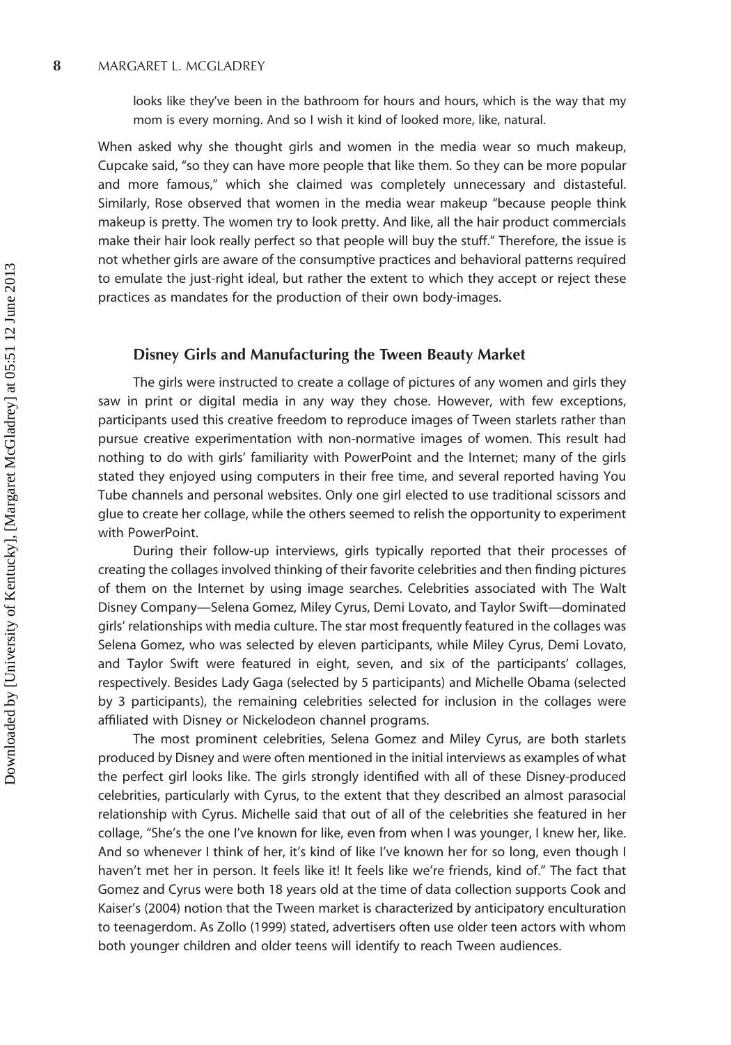looks like they've been in the bathroom for hours and hours, which is the way that my mom is every morning. And so I wish it kind of looked more, like, natural.

When asked why she thought girls and women in the media wear so much makeup, Cupcake said, "so they can have more people that like them. So they can be more popular and more famous," which she claimed was completely unnecessary and distasteful. Similarly, Rose observed that women in the media wear makeup "because people think makeup is pretty. The women try to look pretty. And like, all the hair product commercials make their hair look really perfect so that people will buy the stuff." Therefore, the issue is not whether girls are aware of the consumptive practices and behavioral patterns required to emulate the just-right ideal, but rather the extent to which they accept or reject these practices as mandates for the production of their own body-images.

## Disney Girls and Manufacturing the Tween Beauty Market

The girls were instructed to create a collage of pictures of any women and girls they saw in print or digital media in any way they chose. However, with few exceptions, participants used this creative freedom to reproduce images of Tween starlets rather than pursue creative experimentation with non-normative images of women. This result had nothing to do with girls' familiarity with PowerPoint and the Internet; many of the girls stated they enjoyed using computers in their free time, and several reported having You Tube channels and personal websites. Only one girl elected to use traditional scissors and glue to create her collage, while the others seemed to relish the opportunity to experiment with PowerPoint.

During their follow-up interviews, girls typically reported that their processes of creating the collages involved thinking of their favorite celebrities and then finding pictures of them on the Internet by using image searches. Celebrities associated with The Walt Disney Company—Selena Gomez, Miley Cyrus, Demi Lovato, and Taylor Swift—dominated girls' relationships with media culture. The star most frequently featured in the collages was Selena Gomez, who was selected by eleven participants, while Miley Cyrus, Demi Lovato, and Taylor Swift were featured in eight, seven, and six of the participants' collages, respectively. Besides Lady Gaga (selected by 5 participants) and Michelle Obama (selected by 3 participants), the remaining celebrities selected for inclusion in the collages were affiliated with Disney or Nickelodeon channel programs.

The most prominent celebrities, Selena Gomez and Miley Cyrus, are both starlets produced by Disney and were often mentioned in the initial interviews as examples of what the perfect girl looks like. The girls strongly identified with all of these Disney-produced celebrities, particularly with Cyrus, to the extent that they described an almost parasocial relationship with Cyrus. Michelle said that out of all of the celebrities she featured in her collage, "She's the one I've known for like, even from when I was younger, I knew her, like. And so whenever I think of her, it's kind of like I've known her for so long, even though I haven't met her in person. It feels like it! It feels like we're friends, kind of." The fact that Gomez and Cyrus were both 18 years old at the time of data collection supports Cook and Kaiser's (2004) notion that the Tween market is characterized by anticipatory enculturation to teenagerdom. As Zollo (1999) stated, advertisers often use older teen actors with whom both younger children and older teens will identify to reach Tween audiences.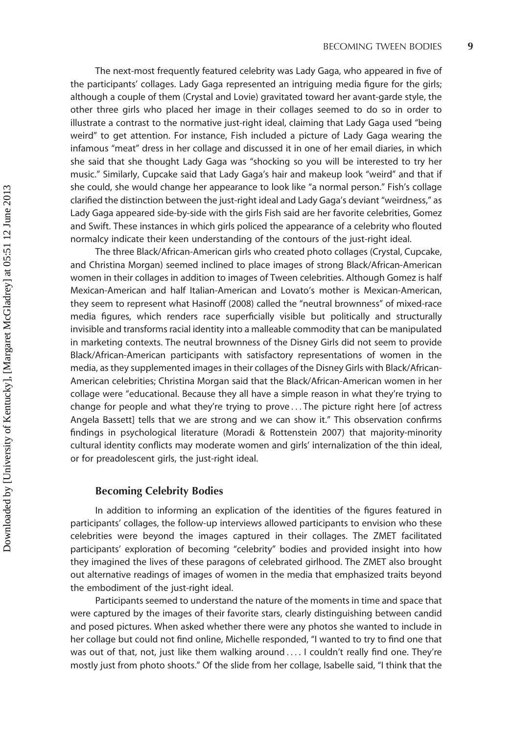The next-most frequently featured celebrity was Lady Gaga, who appeared in five of the participants' collages. Lady Gaga represented an intriguing media figure for the girls; although a couple of them (Crystal and Lovie) gravitated toward her avant-garde style, the other three girls who placed her image in their collages seemed to do so in order to illustrate a contrast to the normative just-right ideal, claiming that Lady Gaga used "being weird" to get attention. For instance, Fish included a picture of Lady Gaga wearing the infamous "meat" dress in her collage and discussed it in one of her email diaries, in which she said that she thought Lady Gaga was "shocking so you will be interested to try her music." Similarly, Cupcake said that Lady Gaga's hair and makeup look "weird" and that if she could, she would change her appearance to look like "a normal person." Fish's collage clarified the distinction between the just-right ideal and Lady Gaga's deviant "weirdness," as Lady Gaga appeared side-by-side with the girls Fish said are her favorite celebrities, Gomez and Swift. These instances in which girls policed the appearance of a celebrity who flouted normalcy indicate their keen understanding of the contours of the just-right ideal.

The three Black/African-American girls who created photo collages (Crystal, Cupcake, and Christina Morgan) seemed inclined to place images of strong Black/African-American women in their collages in addition to images of Tween celebrities. Although Gomez is half Mexican-American and half Italian-American and Lovato's mother is Mexican-American, they seem to represent what Hasinoff (2008) called the "neutral brownness" of mixed-race media figures, which renders race superficially visible but politically and structurally invisible and transforms racial identity into a malleable commodity that can be manipulated in marketing contexts. The neutral brownness of the Disney Girls did not seem to provide Black/African-American participants with satisfactory representations of women in the media, as they supplemented images in their collages of the Disney Girls with Black/African-American celebrities; Christina Morgan said that the Black/African-American women in her collage were "educational. Because they all have a simple reason in what they're trying to change for people and what they're trying to prove . . . The picture right here [of actress Angela Bassett] tells that we are strong and we can show it." This observation confirms findings in psychological literature (Moradi & Rottenstein 2007) that majority-minority cultural identity conflicts may moderate women and girls' internalization of the thin ideal, or for preadolescent girls, the just-right ideal.

### Becoming Celebrity Bodies

In addition to informing an explication of the identities of the figures featured in participants' collages, the follow-up interviews allowed participants to envision who these celebrities were beyond the images captured in their collages. The ZMET facilitated participants' exploration of becoming "celebrity" bodies and provided insight into how they imagined the lives of these paragons of celebrated girlhood. The ZMET also brought out alternative readings of images of women in the media that emphasized traits beyond the embodiment of the just-right ideal.

Participants seemed to understand the nature of the moments in time and space that were captured by the images of their favorite stars, clearly distinguishing between candid and posed pictures. When asked whether there were any photos she wanted to include in her collage but could not find online, Michelle responded, "I wanted to try to find one that was out of that, not, just like them walking around . . . . I couldn't really find one. They're mostly just from photo shoots." Of the slide from her collage, Isabelle said, "I think that the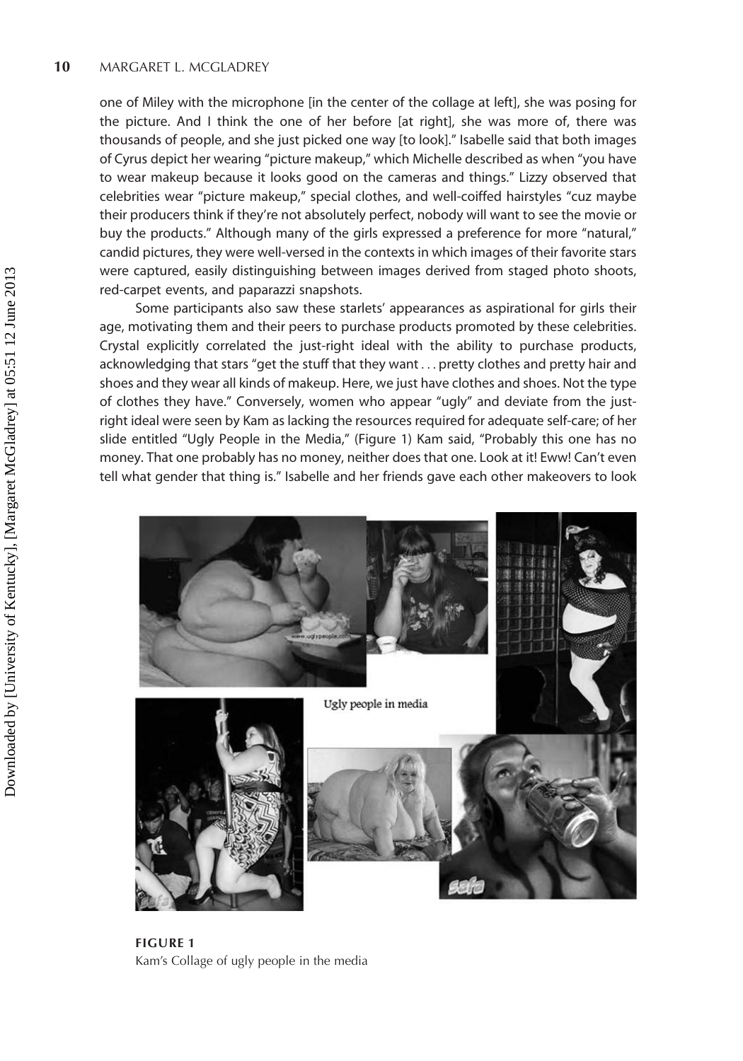one of Miley with the microphone [in the center of the collage at left], she was posing for the picture. And I think the one of her before [at right], she was more of, there was thousands of people, and she just picked one way [to look]." Isabelle said that both images of Cyrus depict her wearing "picture makeup," which Michelle described as when "you have to wear makeup because it looks good on the cameras and things." Lizzy observed that celebrities wear "picture makeup," special clothes, and well-coiffed hairstyles "cuz maybe their producers think if they're not absolutely perfect, nobody will want to see the movie or buy the products." Although many of the girls expressed a preference for more "natural," candid pictures, they were well-versed in the contexts in which images of their favorite stars were captured, easily distinguishing between images derived from staged photo shoots, red-carpet events, and paparazzi snapshots.

Some participants also saw these starlets' appearances as aspirational for girls their age, motivating them and their peers to purchase products promoted by these celebrities. Crystal explicitly correlated the just-right ideal with the ability to purchase products, acknowledging that stars "get the stuff that they want . . . pretty clothes and pretty hair and shoes and they wear all kinds of makeup. Here, we just have clothes and shoes. Not the type of clothes they have." Conversely, women who appear "ugly" and deviate from the just-right ideal were seen by Kam as lacking the resources required for adequate self-care; of her slide entitled "Ugly People in the Media," (Figure 1) Kam said, "Probably this one has no money. That one probably has no money, neither does that one. Look at it! Eww! Can't even tell what gender that thing is." Isabelle and her friends gave each other makeovers to look

**FIGURE 1**
Kam's Collage of ugly people in the media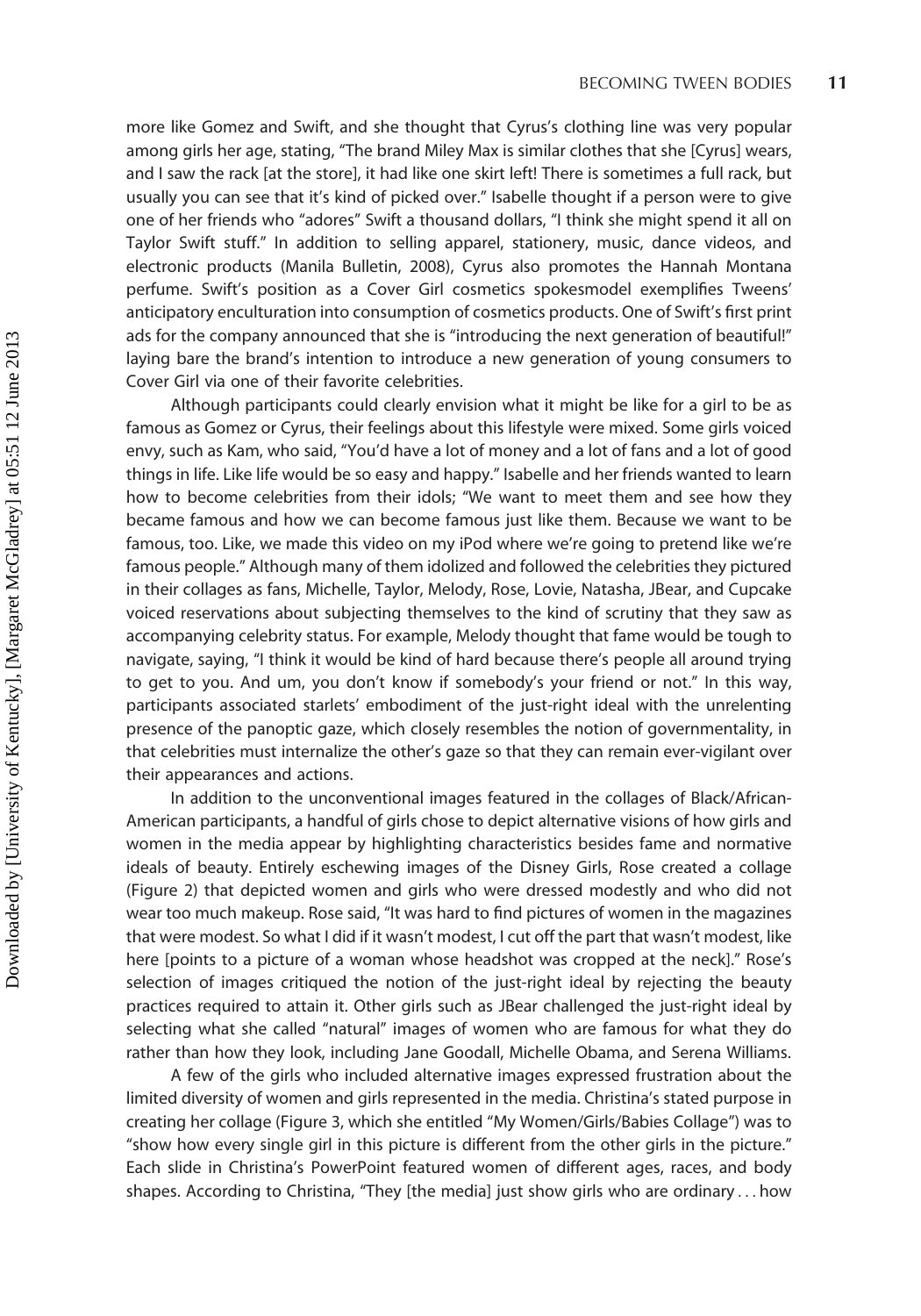more like Gomez and Swift, and she thought that Cyrus's clothing line was very popular among girls her age, stating, "The brand Miley Max is similar clothes that she [Cyrus] wears, and I saw the rack [at the store], it had like one skirt left! There is sometimes a full rack, but usually you can see that it's kind of picked over." Isabelle thought if a person were to give one of her friends who "adores" Swift a thousand dollars, "I think she might spend it all on Taylor Swift stuff." In addition to selling apparel, stationery, music, dance videos, and electronic products (Manila Bulletin, 2008), Cyrus also promotes the Hannah Montana perfume. Swift's position as a Cover Girl cosmetics spokesmodel exemplifies Tweens' anticipatory enculturation into consumption of cosmetics products. One of Swift's first print ads for the company announced that she is "introducing the next generation of beautiful!" laying bare the brand's intention to introduce a new generation of young consumers to Cover Girl via one of their favorite celebrities.

Although participants could clearly envision what it might be like for a girl to be as famous as Gomez or Cyrus, their feelings about this lifestyle were mixed. Some girls voiced envy, such as Kam, who said, "You'd have a lot of money and a lot of fans and a lot of good things in life. Like life would be so easy and happy." Isabelle and her friends wanted to learn how to become celebrities from their idols; "We want to meet them and see how they became famous and how we can become famous just like them. Because we want to be famous, too. Like, we made this video on my iPod where we're going to pretend like we're famous people." Although many of them idolized and followed the celebrities they pictured in their collages as fans, Michelle, Taylor, Melody, Rose, Lovie, Natasha, JBear, and Cupcake voiced reservations about subjecting themselves to the kind of scrutiny that they saw as accompanying celebrity status. For example, Melody thought that fame would be tough to navigate, saying, "I think it would be kind of hard because there's people all around trying to get to you. And um, you don't know if somebody's your friend or not." In this way, participants associated starlets' embodiment of the just-right ideal with the unrelenting presence of the panoptic gaze, which closely resembles the notion of governmentality, in that celebrities must internalize the other's gaze so that they can remain ever-vigilant over their appearances and actions.

In addition to the unconventional images featured in the collages of Black/African-American participants, a handful of girls chose to depict alternative visions of how girls and women in the media appear by highlighting characteristics besides fame and normative ideals of beauty. Entirely eschewing images of the Disney Girls, Rose created a collage (Figure 2) that depicted women and girls who were dressed modestly and who did not wear too much makeup. Rose said, "It was hard to find pictures of women in the magazines that were modest. So what I did if it wasn't modest, I cut off the part that wasn't modest, like here [points to a picture of a woman whose headshot was cropped at the neck]." Rose's selection of images critiqued the notion of the just-right ideal by rejecting the beauty practices required to attain it. Other girls such as JBear challenged the just-right ideal by selecting what she called "natural" images of women who are famous for what they do rather than how they look, including Jane Goodall, Michelle Obama, and Serena Williams.

A few of the girls who included alternative images expressed frustration about the limited diversity of women and girls represented in the media. Christina's stated purpose in creating her collage (Figure 3, which she entitled "My Women/Girls/Babies Collage") was to "show how every single girl in this picture is different from the other girls in the picture." Each slide in Christina's PowerPoint featured women of different ages, races, and body shapes. According to Christina, "They [the media] just show girls who are ordinary . . . how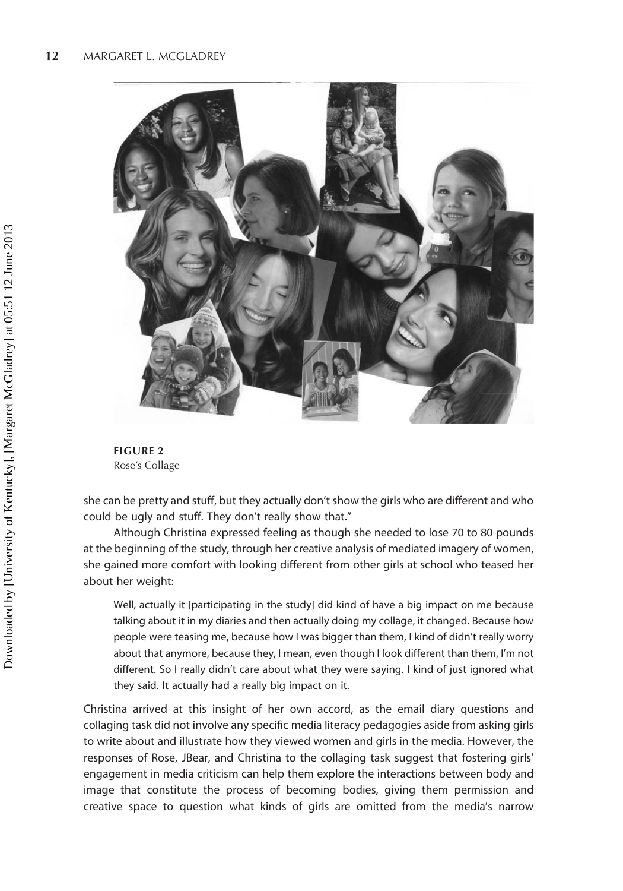**FIGURE 2**
Rose's Collage

she can be pretty and stuff, but they actually don't show the girls who are different and who could be ugly and stuff. They don't really show that."

Although Christina expressed feeling as though she needed to lose 70 to 80 pounds at the beginning of the study, through her creative analysis of mediated imagery of women, she gained more comfort with looking different from other girls at school who teased her about her weight:

> Well, actually it [participating in the study] did kind of have a big impact on me because talking about it in my diaries and then actually doing my collage, it changed. Because how people were teasing me, because how I was bigger than them, I kind of didn't really worry about that anymore, because they, I mean, even though I look different than them, I'm not different. So I really didn't care about what they were saying. I kind of just ignored what they said. It actually had a really big impact on it.

Christina arrived at this insight of her own accord, as the email diary questions and collaging task did not involve any specific media literacy pedagogies aside from asking girls to write about and illustrate how they viewed women and girls in the media. However, the responses of Rose, JBear, and Christina to the collaging task suggest that fostering girls' engagement in media criticism can help them explore the interactions between body and image that constitute the process of becoming bodies, giving them permission and creative space to question what kinds of girls are omitted from the media's narrow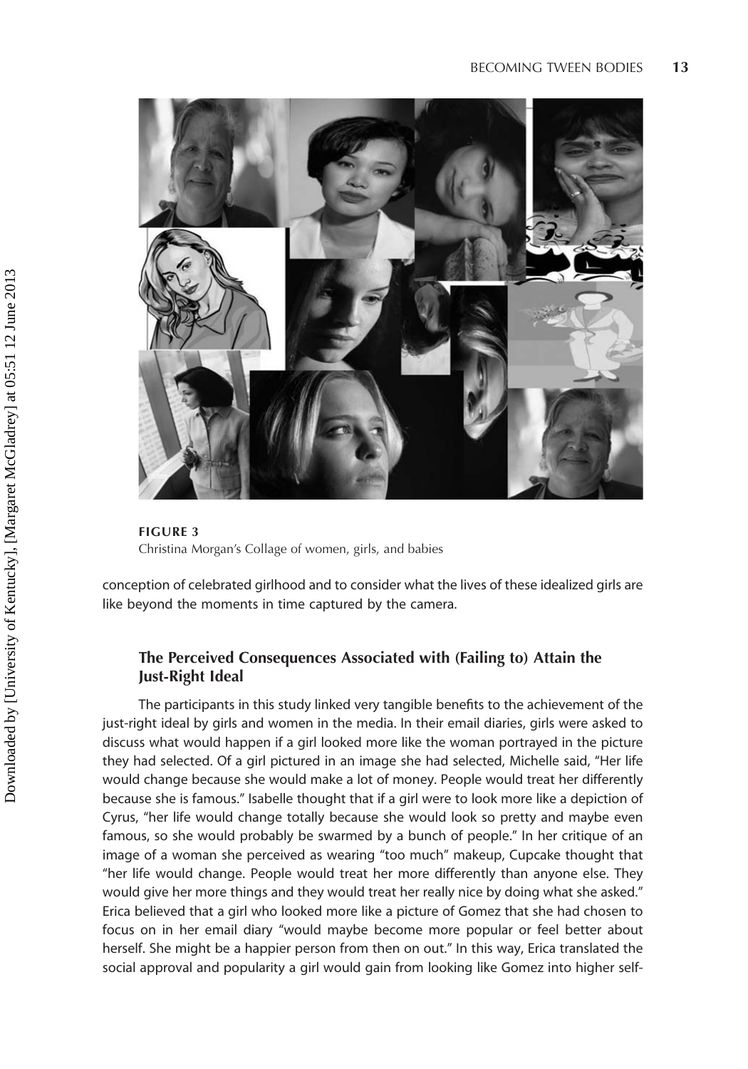**FIGURE 3**
Christina Morgan's Collage of women, girls, and babies

conception of celebrated girlhood and to consider what the lives of these idealized girls are like beyond the moments in time captured by the camera.

### The Perceived Consequences Associated with (Failing to) Attain the Just-Right Ideal

The participants in this study linked very tangible benefits to the achievement of the just-right ideal by girls and women in the media. In their email diaries, girls were asked to discuss what would happen if a girl looked more like the woman portrayed in the picture they had selected. Of a girl pictured in an image she had selected, Michelle said, "Her life would change because she would make a lot of money. People would treat her differently because she is famous." Isabelle thought that if a girl were to look more like a depiction of Cyrus, "her life would change totally because she would look so pretty and maybe even famous, so she would probably be swarmed by a bunch of people." In her critique of an image of a woman she perceived as wearing "too much" makeup, Cupcake thought that "her life would change. People would treat her more differently than anyone else. They would give her more things and they would treat her really nice by doing what she asked." Erica believed that a girl who looked more like a picture of Gomez that she had chosen to focus on in her email diary "would maybe become more popular or feel better about herself. She might be a happier person from then on out." In this way, Erica translated the social approval and popularity a girl would gain from looking like Gomez into higher self-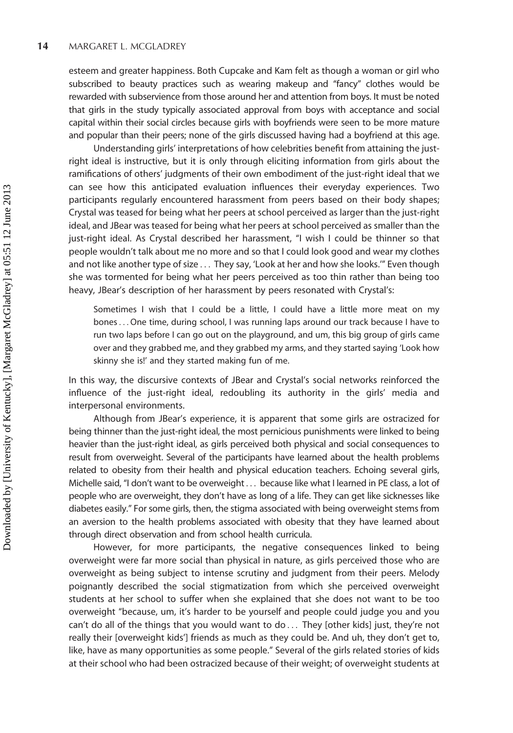esteem and greater happiness. Both Cupcake and Kam felt as though a woman or girl who subscribed to beauty practices such as wearing makeup and "fancy" clothes would be rewarded with subservience from those around her and attention from boys. It must be noted that girls in the study typically associated approval from boys with acceptance and social capital within their social circles because girls with boyfriends were seen to be more mature and popular than their peers; none of the girls discussed having had a boyfriend at this age.

Understanding girls' interpretations of how celebrities benefit from attaining the just-right ideal is instructive, but it is only through eliciting information from girls about the ramifications of others' judgments of their own embodiment of the just-right ideal that we can see how this anticipated evaluation influences their everyday experiences. Two participants regularly encountered harassment from peers based on their body shapes; Crystal was teased for being what her peers at school perceived as larger than the just-right ideal, and JBear was teased for being what her peers at school perceived as smaller than the just-right ideal. As Crystal described her harassment, "I wish I could be thinner so that people wouldn't talk about me no more and so that I could look good and wear my clothes and not like another type of size . . . They say, 'Look at her and how she looks.'" Even though she was tormented for being what her peers perceived as too thin rather than being too heavy, JBear's description of her harassment by peers resonated with Crystal's:

> Sometimes I wish that I could be a little, I could have a little more meat on my bones . . . One time, during school, I was running laps around our track because I have to run two laps before I can go out on the playground, and um, this big group of girls came over and they grabbed me, and they grabbed my arms, and they started saying 'Look how skinny she is!' and they started making fun of me.

In this way, the discursive contexts of JBear and Crystal's social networks reinforced the influence of the just-right ideal, redoubling its authority in the girls' media and interpersonal environments.

Although from JBear's experience, it is apparent that some girls are ostracized for being thinner than the just-right ideal, the most pernicious punishments were linked to being heavier than the just-right ideal, as girls perceived both physical and social consequences to result from overweight. Several of the participants have learned about the health problems related to obesity from their health and physical education teachers. Echoing several girls, Michelle said, "I don't want to be overweight . . . because like what I learned in PE class, a lot of people who are overweight, they don't have as long of a life. They can get like sicknesses like diabetes easily." For some girls, then, the stigma associated with being overweight stems from an aversion to the health problems associated with obesity that they have learned about through direct observation and from school health curricula.

However, for more participants, the negative consequences linked to being overweight were far more social than physical in nature, as girls perceived those who are overweight as being subject to intense scrutiny and judgment from their peers. Melody poignantly described the social stigmatization from which she perceived overweight students at her school to suffer when she explained that she does not want to be too overweight "because, um, it's harder to be yourself and people could judge you and you can't do all of the things that you would want to do . . . They [other kids] just, they're not really their [overweight kids'] friends as much as they could be. And uh, they don't get to, like, have as many opportunities as some people." Several of the girls related stories of kids at their school who had been ostracized because of their weight; of overweight students at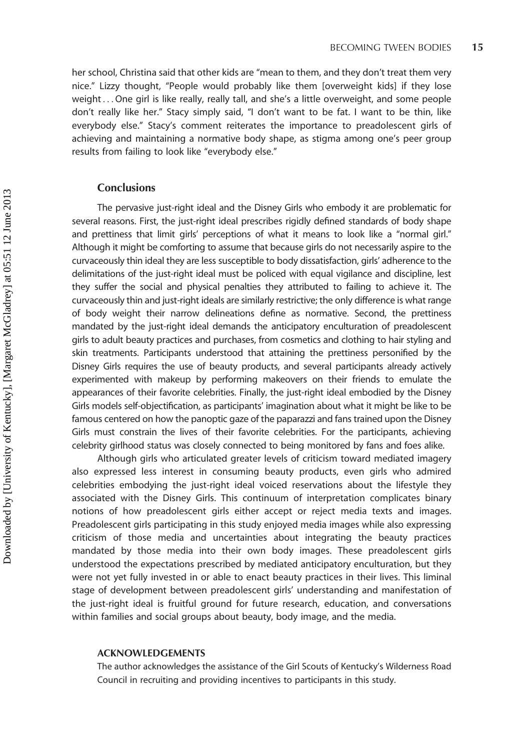her school, Christina said that other kids are "mean to them, and they don't treat them very nice." Lizzy thought, "People would probably like them [overweight kids] if they lose weight . . . One girl is like really, really tall, and she's a little overweight, and some people don't really like her." Stacy simply said, "I don't want to be fat. I want to be thin, like everybody else." Stacy's comment reiterates the importance to preadolescent girls of achieving and maintaining a normative body shape, as stigma among one's peer group results from failing to look like "everybody else."

## Conclusions

The pervasive just-right ideal and the Disney Girls who embody it are problematic for several reasons. First, the just-right ideal prescribes rigidly defined standards of body shape and prettiness that limit girls' perceptions of what it means to look like a "normal girl." Although it might be comforting to assume that because girls do not necessarily aspire to the curvaceously thin ideal they are less susceptible to body dissatisfaction, girls' adherence to the delimitations of the just-right ideal must be policed with equal vigilance and discipline, lest they suffer the social and physical penalties they attributed to failing to achieve it. The curvaceously thin and just-right ideals are similarly restrictive; the only difference is what range of body weight their narrow delineations define as normative. Second, the prettiness mandated by the just-right ideal demands the anticipatory enculturation of preadolescent girls to adult beauty practices and purchases, from cosmetics and clothing to hair styling and skin treatments. Participants understood that attaining the prettiness personified by the Disney Girls requires the use of beauty products, and several participants already actively experimented with makeup by performing makeovers on their friends to emulate the appearances of their favorite celebrities. Finally, the just-right ideal embodied by the Disney Girls models self-objectification, as participants' imagination about what it might be like to be famous centered on how the panoptic gaze of the paparazzi and fans trained upon the Disney Girls must constrain the lives of their favorite celebrities. For the participants, achieving celebrity girlhood status was closely connected to being monitored by fans and foes alike.

Although girls who articulated greater levels of criticism toward mediated imagery also expressed less interest in consuming beauty products, even girls who admired celebrities embodying the just-right ideal voiced reservations about the lifestyle they associated with the Disney Girls. This continuum of interpretation complicates binary notions of how preadolescent girls either accept or reject media texts and images. Preadolescent girls participating in this study enjoyed media images while also expressing criticism of those media and uncertainties about integrating the beauty practices mandated by those media into their own body images. These preadolescent girls understood the expectations prescribed by mediated anticipatory enculturation, but they were not yet fully invested in or able to enact beauty practices in their lives. This liminal stage of development between preadolescent girls' understanding and manifestation of the just-right ideal is fruitful ground for future research, education, and conversations within families and social groups about beauty, body image, and the media.

### ACKNOWLEDGEMENTS

The author acknowledges the assistance of the Girl Scouts of Kentucky's Wilderness Road Council in recruiting and providing incentives to participants in this study.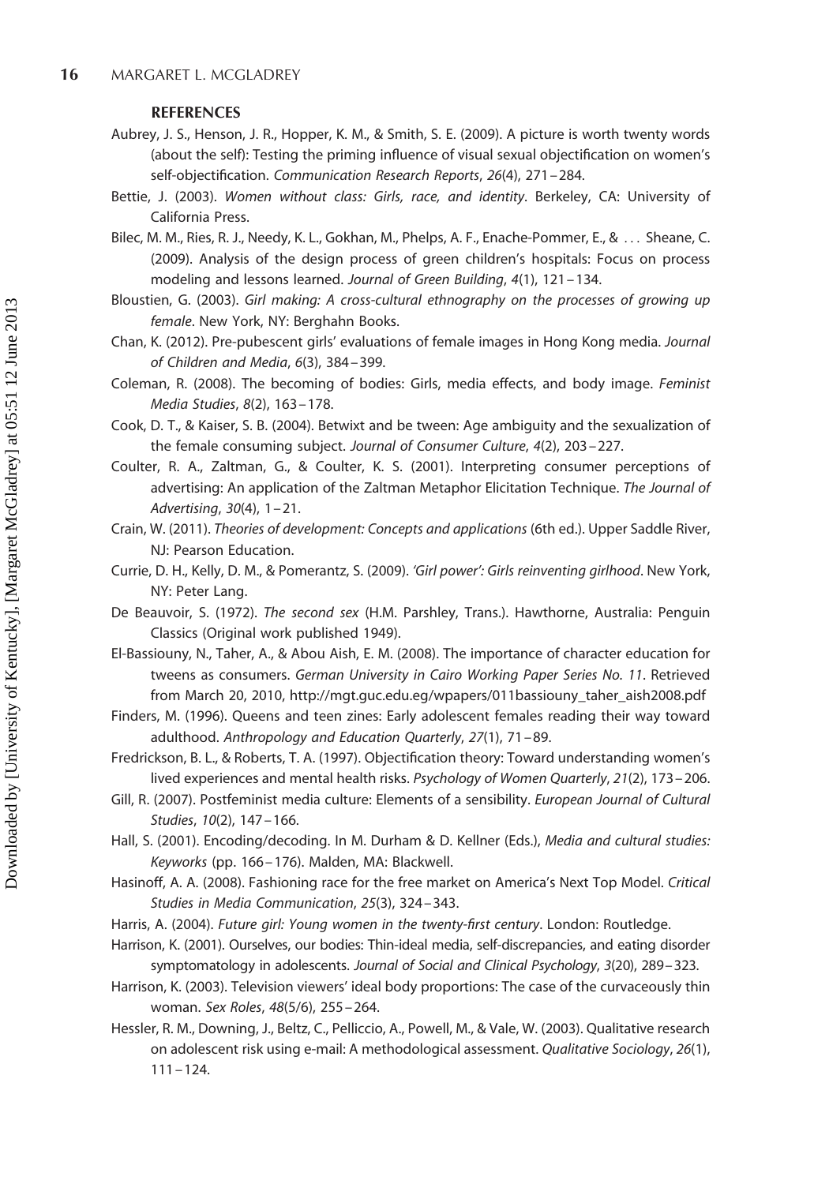**REFERENCES**

Aubrey, J. S., Henson, J. R., Hopper, K. M., & Smith, S. E. (2009). A picture is worth twenty words (about the self): Testing the priming influence of visual sexual objectification on women's self-objectification. *Communication Research Reports*, *26*(4), 271–284.

Bettie, J. (2003). *Women without class: Girls, race, and identity*. Berkeley, CA: University of California Press.

Bilec, M. M., Ries, R. J., Needy, K. L., Gokhan, M., Phelps, A. F., Enache-Pommer, E., & ... Sheane, C. (2009). Analysis of the design process of green children's hospitals: Focus on process modeling and lessons learned. *Journal of Green Building*, *4*(1), 121–134.

Bloustien, G. (2003). *Girl making: A cross-cultural ethnography on the processes of growing up female*. New York, NY: Berghahn Books.

Chan, K. (2012). Pre-pubescent girls' evaluations of female images in Hong Kong media. *Journal of Children and Media*, *6*(3), 384–399.

Coleman, R. (2008). The becoming of bodies: Girls, media effects, and body image. *Feminist Media Studies*, *8*(2), 163–178.

Cook, D. T., & Kaiser, S. B. (2004). Betwixt and be tween: Age ambiguity and the sexualization of the female consuming subject. *Journal of Consumer Culture*, *4*(2), 203–227.

Coulter, R. A., Zaltman, G., & Coulter, K. S. (2001). Interpreting consumer perceptions of advertising: An application of the Zaltman Metaphor Elicitation Technique. *The Journal of Advertising*, *30*(4), 1–21.

Crain, W. (2011). *Theories of development: Concepts and applications* (6th ed.). Upper Saddle River, NJ: Pearson Education.

Currie, D. H., Kelly, D. M., & Pomerantz, S. (2009). *'Girl power': Girls reinventing girlhood*. New York, NY: Peter Lang.

De Beauvoir, S. (1972). *The second sex* (H.M. Parshley, Trans.). Hawthorne, Australia: Penguin Classics (Original work published 1949).

El-Bassiouny, N., Taher, A., & Abou Aish, E. M. (2008). The importance of character education for tweens as consumers. *German University in Cairo Working Paper Series No. 11*. Retrieved from March 20, 2010, http://mgt.guc.edu.eg/wpapers/011bassiouny_taher_aish2008.pdf

Finders, M. (1996). Queens and teen zines: Early adolescent females reading their way toward adulthood. *Anthropology and Education Quarterly*, *27*(1), 71–89.

Fredrickson, B. L., & Roberts, T. A. (1997). Objectification theory: Toward understanding women's lived experiences and mental health risks. *Psychology of Women Quarterly*, *21*(2), 173–206.

Gill, R. (2007). Postfeminist media culture: Elements of a sensibility. *European Journal of Cultural Studies*, *10*(2), 147–166.

Hall, S. (2001). Encoding/decoding. In M. Durham & D. Kellner (Eds.), *Media and cultural studies: Keyworks* (pp. 166–176). Malden, MA: Blackwell.

Hasinoff, A. A. (2008). Fashioning race for the free market on America's Next Top Model. *Critical Studies in Media Communication*, *25*(3), 324–343.

Harris, A. (2004). *Future girl: Young women in the twenty-first century*. London: Routledge.

Harrison, K. (2001). Ourselves, our bodies: Thin-ideal media, self-discrepancies, and eating disorder symptomatology in adolescents. *Journal of Social and Clinical Psychology*, *3*(20), 289–323.

Harrison, K. (2003). Television viewers' ideal body proportions: The case of the curvaceously thin woman. *Sex Roles*, *48*(5/6), 255–264.

Hessler, R. M., Downing, J., Beltz, C., Pelliccio, A., Powell, M., & Vale, W. (2003). Qualitative research on adolescent risk using e-mail: A methodological assessment. *Qualitative Sociology*, *26*(1), 111–124.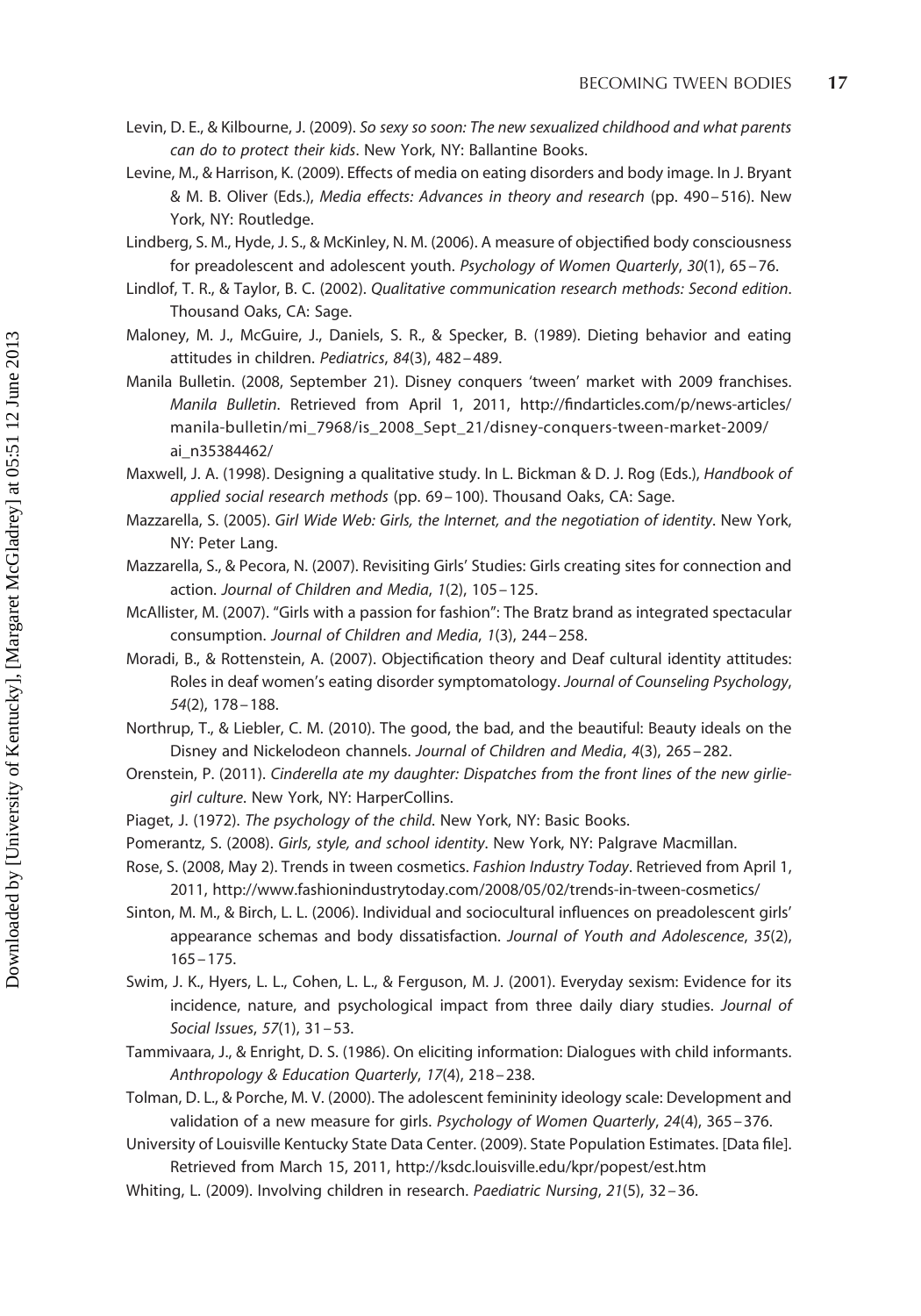Levin, D. E., & Kilbourne, J. (2009). *So sexy so soon: The new sexualized childhood and what parents can do to protect their kids*. New York, NY: Ballantine Books.

Levine, M., & Harrison, K. (2009). Effects of media on eating disorders and body image. In J. Bryant & M. B. Oliver (Eds.), *Media effects: Advances in theory and research* (pp. 490–516). New York, NY: Routledge.

Lindberg, S. M., Hyde, J. S., & McKinley, N. M. (2006). A measure of objectified body consciousness for preadolescent and adolescent youth. *Psychology of Women Quarterly*, *30*(1), 65–76.

Lindlof, T. R., & Taylor, B. C. (2002). *Qualitative communication research methods: Second edition*. Thousand Oaks, CA: Sage.

Maloney, M. J., McGuire, J., Daniels, S. R., & Specker, B. (1989). Dieting behavior and eating attitudes in children. *Pediatrics*, *84*(3), 482–489.

Manila Bulletin. (2008, September 21). Disney conquers 'tween' market with 2009 franchises. *Manila Bulletin*. Retrieved from April 1, 2011, http://findarticles.com/p/news-articles/manila-bulletin/mi_7968/is_2008_Sept_21/disney-conquers-tween-market-2009/ai_n35384462/

Maxwell, J. A. (1998). Designing a qualitative study. In L. Bickman & D. J. Rog (Eds.), *Handbook of applied social research methods* (pp. 69–100). Thousand Oaks, CA: Sage.

Mazzarella, S. (2005). *Girl Wide Web: Girls, the Internet, and the negotiation of identity*. New York, NY: Peter Lang.

Mazzarella, S., & Pecora, N. (2007). Revisiting Girls' Studies: Girls creating sites for connection and action. *Journal of Children and Media*, *1*(2), 105–125.

McAllister, M. (2007). "Girls with a passion for fashion": The Bratz brand as integrated spectacular consumption. *Journal of Children and Media*, *1*(3), 244–258.

Moradi, B., & Rottenstein, A. (2007). Objectification theory and Deaf cultural identity attitudes: Roles in deaf women's eating disorder symptomatology. *Journal of Counseling Psychology*, *54*(2), 178–188.

Northrup, T., & Liebler, C. M. (2010). The good, the bad, and the beautiful: Beauty ideals on the Disney and Nickelodeon channels. *Journal of Children and Media*, *4*(3), 265–282.

Orenstein, P. (2011). *Cinderella ate my daughter: Dispatches from the front lines of the new girlie-girl culture*. New York, NY: HarperCollins.

Piaget, J. (1972). *The psychology of the child*. New York, NY: Basic Books.

Pomerantz, S. (2008). *Girls, style, and school identity*. New York, NY: Palgrave Macmillan.

Rose, S. (2008, May 2). Trends in tween cosmetics. *Fashion Industry Today*. Retrieved from April 1, 2011, http://www.fashionindustrytoday.com/2008/05/02/trends-in-tween-cosmetics/

Sinton, M. M., & Birch, L. L. (2006). Individual and sociocultural influences on preadolescent girls' appearance schemas and body dissatisfaction. *Journal of Youth and Adolescence*, *35*(2), 165–175.

Swim, J. K., Hyers, L. L., Cohen, L. L., & Ferguson, M. J. (2001). Everyday sexism: Evidence for its incidence, nature, and psychological impact from three daily diary studies. *Journal of Social Issues*, *57*(1), 31–53.

Tammivaara, J., & Enright, D. S. (1986). On eliciting information: Dialogues with child informants. *Anthropology & Education Quarterly*, *17*(4), 218–238.

Tolman, D. L., & Porche, M. V. (2000). The adolescent femininity ideology scale: Development and validation of a new measure for girls. *Psychology of Women Quarterly*, *24*(4), 365–376.

University of Louisville Kentucky State Data Center. (2009). State Population Estimates. [Data file]. Retrieved from March 15, 2011, http://ksdc.louisville.edu/kpr/popest/est.htm

Whiting, L. (2009). Involving children in research. *Paediatric Nursing*, *21*(5), 32–36.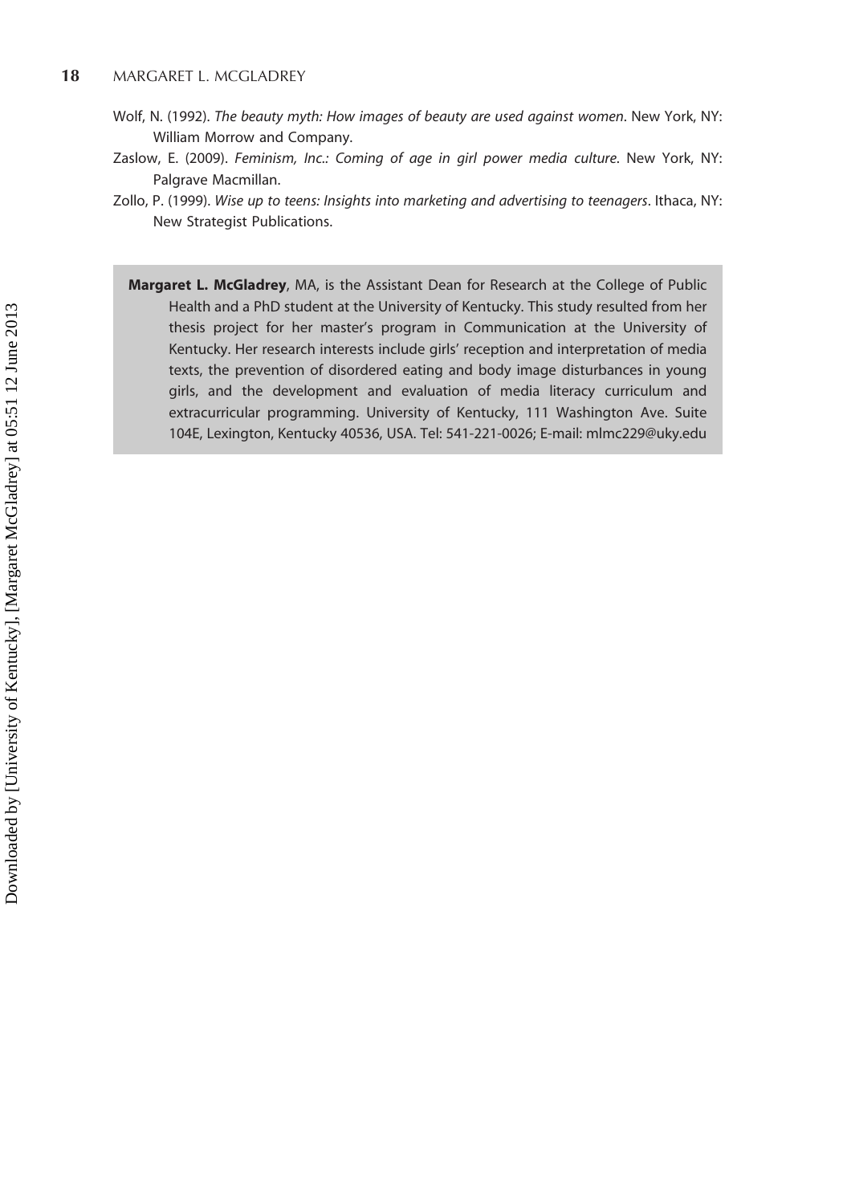Wolf, N. (1992). *The beauty myth: How images of beauty are used against women*. New York, NY: William Morrow and Company.

Zaslow, E. (2009). *Feminism, Inc.: Coming of age in girl power media culture*. New York, NY: Palgrave Macmillan.

Zollo, P. (1999). *Wise up to teens: Insights into marketing and advertising to teenagers*. Ithaca, NY: New Strategist Publications.

**Margaret L. McGladrey**, MA, is the Assistant Dean for Research at the College of Public Health and a PhD student at the University of Kentucky. This study resulted from her thesis project for her master's program in Communication at the University of Kentucky. Her research interests include girls' reception and interpretation of media texts, the prevention of disordered eating and body image disturbances in young girls, and the development and evaluation of media literacy curriculum and extracurricular programming. University of Kentucky, 111 Washington Ave. Suite 104E, Lexington, Kentucky 40536, USA. Tel: 541-221-0026; E-mail: mlmc229@uky.edu